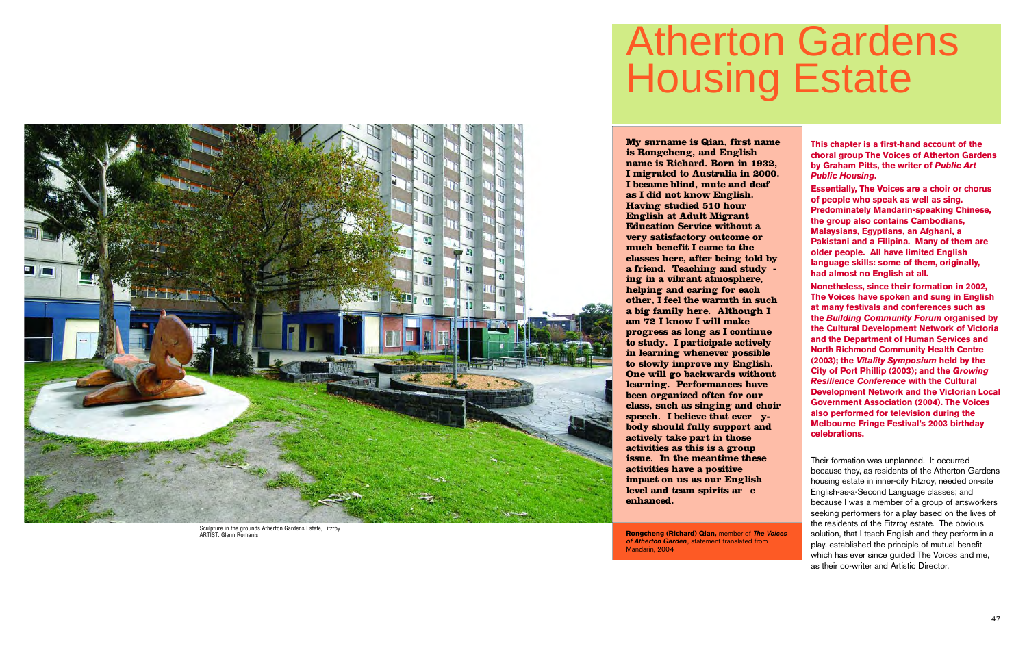# Atherton Gardens Housing Estate

Sculpture in the grounds Atherton Gardens Estate, Fitzroy.
ARTIST: Glenn Romanis

**My surname is Qian, first name is Rongcheng, and English name is Richard. Born in 1932, I migrated to Australia in 2000. I became blind, mute and deaf as I did not know English. Having studied 510 hour English at Adult Migrant Education Service without a very satisfactory outcome or much benefit I came to the classes here, after being told by a friend. Teaching and study - ing in a vibrant atmosphere, helping and caring for each other, I feel the warmth in such a big family here. Although I am 72 I know I will make progress as long as I continue to study. I participate actively in learning whenever possible to slowly improve my English. One will go backwards without learning. Performances have been organized often for our class, such as singing and choir speech. I believe that ever y-body should fully support and actively take part in those activities as this is a group issue. In the meantime these activities have a positive impact on us as our English level and team spirits ar e enhanced.**

**Rongcheng (Richard) Qian,** member of ***The Voices of Atherton Garden***, statement translated from Mandarin, 2004

**This chapter is a first-hand account of the choral group The Voices of Atherton Gardens by Graham Pitts, the writer of *Public Art Public Housing*.**

**Essentially, The Voices are a choir or chorus of people who speak as well as sing. Predominately Mandarin-speaking Chinese, the group also contains Cambodians, Malaysians, Egyptians, an Afghani, a Pakistani and a Filipina. Many of them are older people. All have limited English language skills: some of them, originally, had almost no English at all.**

**Nonetheless, since their formation in 2002, The Voices have spoken and sung in English at many festivals and conferences such as the *Building Community Forum* organised by the Cultural Development Network of Victoria and the Department of Human Services and North Richmond Community Health Centre (2003); the *Vitality Symposium* held by the City of Port Phillip (2003); and the *Growing Resilience Conference* with the Cultural Development Network and the Victorian Local Government Association (2004). The Voices also performed for television during the Melbourne Fringe Festival's 2003 birthday celebrations.**

Their formation was unplanned. It occurred because they, as residents of the Atherton Gardens housing estate in inner-city Fitzroy, needed on-site English-as-a-Second Language classes; and because I was a member of a group of artsworkers seeking performers for a play based on the lives of the residents of the Fitzroy estate. The obvious solution, that I teach English and they perform in a play, established the principle of mutual benefit which has ever since guided The Voices and me, as their co-writer and Artistic Director.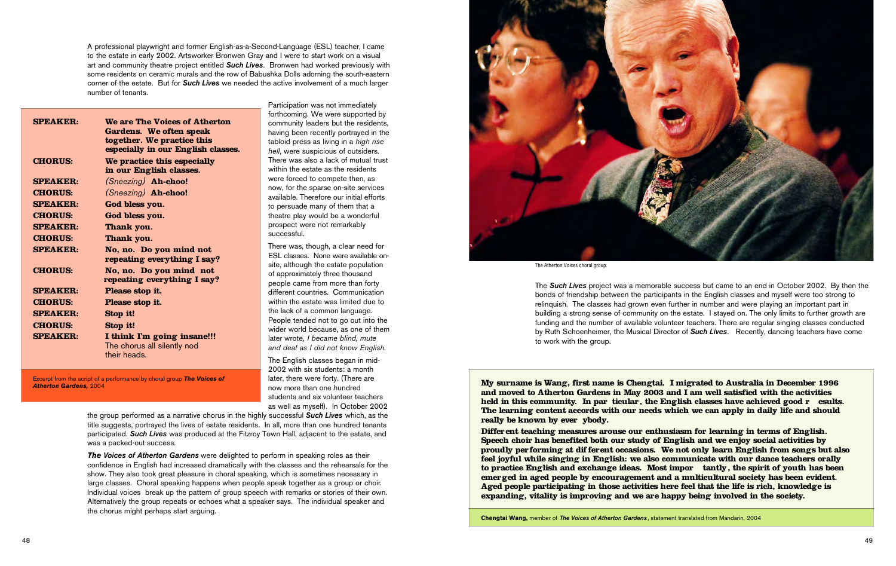A professional playwright and former English-as-a-Second-Language (ESL) teacher, I came to the estate in early 2002. Artsworker Bronwen Gray and I were to start work on a visual art and community theatre project entitled ***Such Lives***. Bronwen had worked previously with some residents on ceramic murals and the row of Babushka Dolls adorning the south-eastern corner of the estate. But for ***Such Lives*** we needed the active involvement of a much larger number of tenants.

| | |
|---|---|
| **SPEAKER:** | **We are The Voices of Atherton Gardens. We often speak together. We practice this especially in our English classes.** |
| **CHORUS:** | **We practice this especially in our English classes.** |
| **SPEAKER:** | *(Sneezing)* **Ah-choo!** |
| **CHORUS:** | *(Sneezing)* **Ah-choo!** |
| **SPEAKER:** | **God bless you.** |
| **CHORUS:** | **God bless you.** |
| **SPEAKER:** | **Thank you.** |
| **CHORUS:** | **Thank you.** |
| **SPEAKER:** | **No, no. Do you mind not repeating everything I say?** |
| **CHORUS:** | **No, no. Do you mind not repeating everything I say?** |
| **SPEAKER:** | **Please stop it.** |
| **CHORUS:** | **Please stop it.** |
| **SPEAKER:** | **Stop it!** |
| **CHORUS:** | **Stop it!** |
| **SPEAKER:** | **I think I'm going insane!!!** The chorus all silently nod their heads. |

*Excerpt from the script of a performance by choral group **The Voices of Atherton Gardens,** 2004*

Participation was not immediately forthcoming. We were supported by community leaders but the residents, having been recently portrayed in the tabloid press as living in a *high rise hell*, were suspicious of outsiders. There was also a lack of mutual trust within the estate as the residents were forced to compete then, as now, for the sparse on-site services available. Therefore our initial efforts to persuade many of them that a theatre play would be a wonderful prospect were not remarkably successful.

There was, though, a clear need for ESL classes. None were available on-site, although the estate population of approximately three thousand people came from more than forty different countries. Communication within the estate was limited due to the lack of a common language. People tended not to go out into the wider world because, as one of them later wrote, *I became blind, mute and deaf as I did not know English*.

The English classes began in mid-2002 with six students: a month later, there were forty. (There are now more than one hundred students and six volunteer teachers as well as myself). In October 2002 the group performed as a narrative chorus in the highly successful ***Such Lives*** which, as the title suggests, portrayed the lives of estate residents. In all, more than one hundred tenants participated. ***Such Lives*** was produced at the Fitzroy Town Hall, adjacent to the estate, and was a packed-out success.

***The Voices of Atherton Gardens*** were delighted to perform in speaking roles as their confidence in English had increased dramatically with the classes and the rehearsals for the show. They also took great pleasure in choral speaking, which is sometimes necessary in large classes. Choral speaking happens when people speak together as a group or choir. Individual voices break up the pattern of group speech with remarks or stories of their own. Alternatively the group repeats or echoes what a speaker says. The individual speaker and the chorus might perhaps start arguing.

The Atherton Voices choral group.

The ***Such Lives*** project was a memorable success but came to an end in October 2002. By then the bonds of friendship between the participants in the English classes and myself were too strong to relinquish. The classes had grown even further in number and were playing an important part in building a strong sense of community on the estate. I stayed on. The only limits to further growth are funding and the number of available volunteer teachers. There are regular singing classes conducted by Ruth Schoenheimer, the Musical Director of ***Such Lives***. Recently, dancing teachers have come to work with the group.

**My surname is Wang, first name is Chengtai. I migrated to Australia in December 1996 and moved to Atherton Gardens in May 2003 and I am well satisfied with the activities held in this community. In particular, the English classes have achieved good results. The learning content accords with our needs which we can apply in daily life and should really be known by everybody.**

**Different teaching measures arouse our enthusiasm for learning in terms of English. Speech choir has benefited both our study of English and we enjoy social activities by proudly performing at different occasions. We not only learn English from songs but also feel joyful while singing in English: we also communicate with our dance teachers orally to practice English and exchange ideas. Most importantly, the spirit of youth has been emerged in aged people by encouragement and a multicultural society has been evident. Aged people participating in those activities here feel that the life is rich, knowledge is expanding, vitality is improving and we are happy being involved in the society.**

**Chengtai Wang,** member of ***The Voices of Atherton Gardens***, statement translated from Mandarin, 2004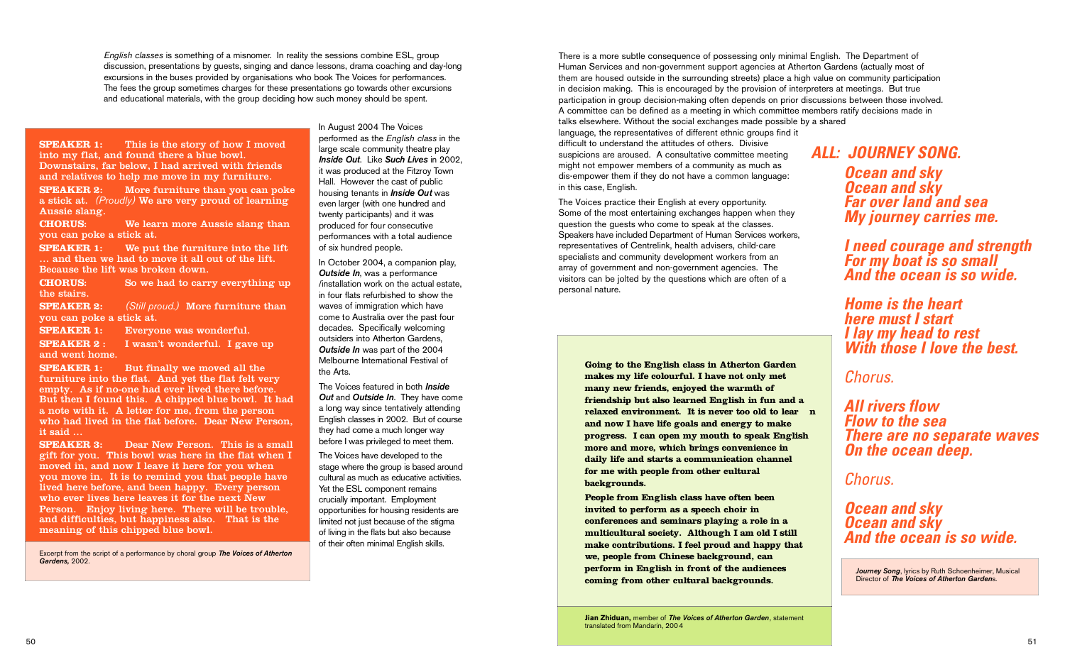*English classes* is something of a misnomer. In reality the sessions combine ESL, group discussion, presentations by guests, singing and dance lessons, drama coaching and day-long excursions in the buses provided by organisations who book The Voices for performances. The fees the group sometimes charges for these presentations go towards other excursions and educational materials, with the group deciding how such money should be spent.

**SPEAKER 1:** This is the story of how I moved into my flat, and found there a blue bowl. Downstairs, far below, I had arrived with friends and relatives to help me move in my furniture.

**SPEAKER 2:** More furniture than you can poke a stick at. *(Proudly)* We are very proud of learning Aussie slang.

**CHORUS:** We learn more Aussie slang than you can poke a stick at.

**SPEAKER 1:** We put the furniture into the lift … and then we had to move it all out of the lift. Because the lift was broken down.

**CHORUS:** So we had to carry everything up the stairs.

**SPEAKER 2:** *(Still proud.)* More furniture than you can poke a stick at.

**SPEAKER 1:** Everyone was wonderful.

**SPEAKER 2 :** I wasn't wonderful. I gave up and went home.

**SPEAKER 1:** But finally we moved all the furniture into the flat. And yet the flat felt very empty. As if no-one had ever lived there before. But then I found this. A chipped blue bowl. It had a note with it. A letter for me, from the person who had lived in the flat before. Dear New Person, it said …

**SPEAKER 3:** Dear New Person. This is a small gift for you. This bowl was here in the flat when I moved in, and now I leave it here for you when you move in. It is to remind you that people have lived here before, and been happy. Every person who ever lives here leaves it for the next New Person. Enjoy living here. There will be trouble, and difficulties, but happiness also. That is the meaning of this chipped blue bowl.

Excerpt from the script of a performance by choral group ***The Voices of Atherton Gardens,*** 2002.

In August 2004 The Voices performed as the *English class* in the large scale community theatre play ***Inside Out***. Like ***Such Lives*** in 2002, it was produced at the Fitzroy Town Hall. However the cast of public housing tenants in ***Inside Out*** was even larger (with one hundred and twenty participants) and it was produced for four consecutive performances with a total audience of six hundred people.

In October 2004, a companion play, ***Outside In***, was a performance /installation work on the actual estate, in four flats refurbished to show the waves of immigration which have come to Australia over the past four decades. Specifically welcoming outsiders into Atherton Gardens, ***Outside In*** was part of the 2004 Melbourne International Festival of the Arts.

The Voices featured in both ***Inside Out*** and ***Outside In***. They have come a long way since tentatively attending English classes in 2002. But of course they had come a much longer way before I was privileged to meet them.

The Voices have developed to the stage where the group is based around cultural as much as educative activities. Yet the ESL component remains crucially important. Employment opportunities for housing residents are limited not just because of the stigma of living in the flats but also because of their often minimal English skills.

There is a more subtle consequence of possessing only minimal English. The Department of Human Services and non-government support agencies at Atherton Gardens (actually most of them are housed outside in the surrounding streets) place a high value on community participation in decision making. This is encouraged by the provision of interpreters at meetings. But true participation in group decision-making often depends on prior discussions between those involved. A committee can be defined as a meeting in which committee members ratify decisions made in talks elsewhere. Without the social exchanges made possible by a shared language, the representatives of different ethnic groups find it difficult to understand the attitudes of others. Divisive suspicions are aroused. A consultative committee meeting might not empower members of a community as much as dis-empower them if they do not have a common language: in this case, English.

The Voices practice their English at every opportunity. Some of the most entertaining exchanges happen when they question the guests who come to speak at the classes. Speakers have included Department of Human Services workers, representatives of Centrelink, health advisers, child-care specialists and community development workers from an array of government and non-government agencies. The visitors can be jolted by the questions which are often of a personal nature.

**Going to the English class in Atherton Garden makes my life colourful. I have not only met many new friends, enjoyed the warmth of friendship but also learned English in fun and a relaxed environment. It is never too old to lear n and now I have life goals and energy to make progress. I can open my mouth to speak English more and more, which brings convenience in daily life and starts a communication channel for me with people from other cultural backgrounds.**

**People from English class have often been invited to perform as a speech choir in conferences and seminars playing a role in a multicultural society. Although I am old I still make contributions. I feel proud and happy that we, people from Chinese background, can perform in English in front of the audiences coming from other cultural backgrounds.**

**Jian Zhiduan,** member of ***The Voices of Atherton Garden***, statement translated from Mandarin, 2004

***ALL: JOURNEY SONG.***

***Ocean and sky***
***Ocean and sky***
***Far over land and sea***
***My journey carries me.***

***I need courage and strength***
***For my boat is so small***
***And the ocean is so wide.***

***Home is the heart***
***here must I start***
***I lay my head to rest***
***With those I love the best.***

*Chorus.*

***All rivers flow***
***Flow to the sea***
***There are no separate waves***
***On the ocean deep.***

*Chorus.*

***Ocean and sky***
***Ocean and sky***
***And the ocean is so wide.***

***Journey Song***, lyrics by Ruth Schoenheimer, Musical Director of ***The Voices of Atherton Garden***s.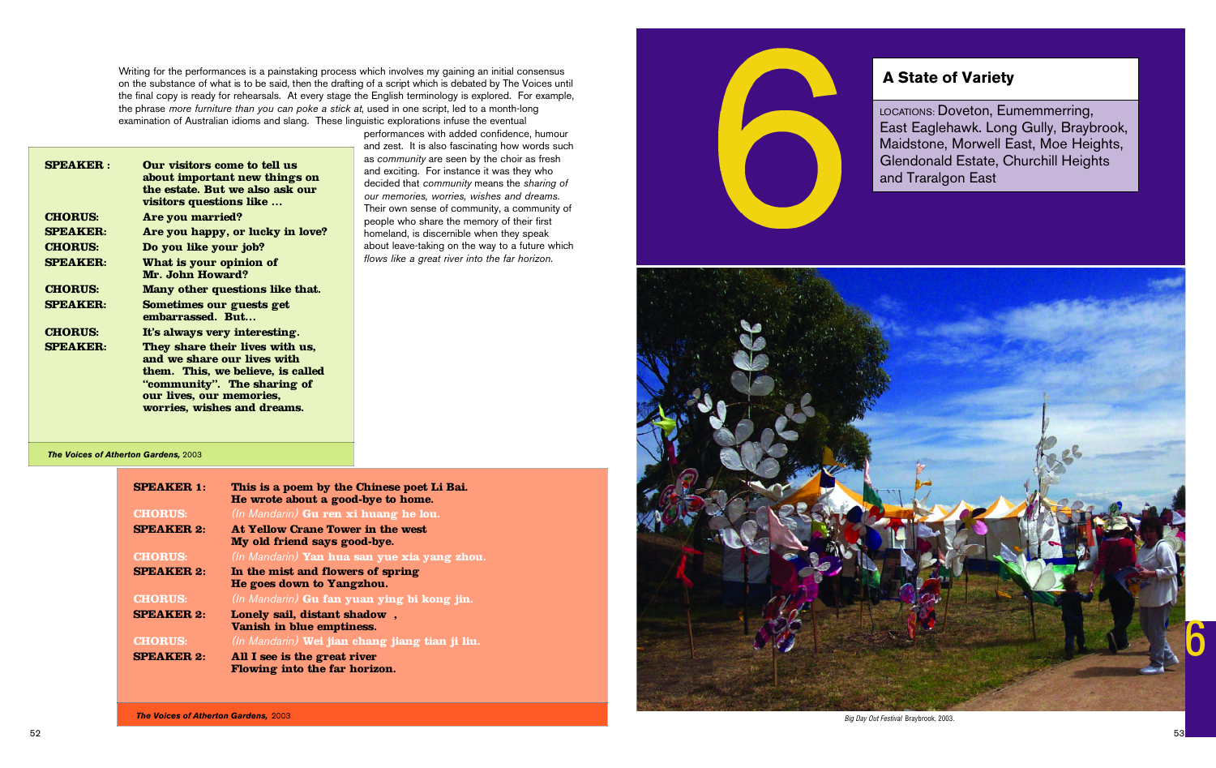Writing for the performances is a painstaking process which involves my gaining an initial consensus on the substance of what is to be said, then the drafting of a script which is debated by The Voices until the final copy is ready for rehearsals. At every stage the English terminology is explored. For example, the phrase *more furniture than you can poke a stick at*, used in one script, led to a month-long examination of Australian idioms and slang. These linguistic explorations infuse the eventual performances with added confidence, humour and zest. It is also fascinating how words such as *community* are seen by the choir as fresh and exciting. For instance it was they who decided that *community* means the *sharing of our memories, worries, wishes and dreams*. Their own sense of community, a community of people who share the memory of their first homeland, is discernible when they speak about leave-taking on the way to a future which *flows like a great river into the far horizon*.

| | |
|---|---|
| **SPEAKER :** | **Our visitors come to tell us about important new things on the estate. But we also ask our visitors questions like …** |
| **CHORUS:** | **Are you married?** |
| **SPEAKER:** | **Are you happy, or lucky in love?** |
| **CHORUS:** | **Do you like your job?** |
| **SPEAKER:** | **What is your opinion of Mr. John Howard?** |
| **CHORUS:** | **Many other questions like that.** |
| **SPEAKER:** | **Sometimes our guests get embarrassed. But…** |
| **CHORUS:** | **It's always very interesting.** |
| **SPEAKER:** | **They share their lives with us, and we share our lives with them. This, we believe, is called "community". The sharing of our lives, our memories, worries, wishes and dreams.** |

***The Voices of Atherton Gardens,*** 2003

| | |
|---|---|
| **SPEAKER 1:** | **This is a poem by the Chinese poet Li Bai. He wrote about a good-bye to home.** |
| **CHORUS:** | *(In Mandarin)* **Gu ren xi huang he lou.** |
| **SPEAKER 2:** | **At Yellow Crane Tower in the west My old friend says good-bye.** |
| **CHORUS:** | *(In Mandarin)* **Yan hua san yue xia yang zhou.** |
| **SPEAKER 2:** | **In the mist and flowers of spring He goes down to Yangzhou.** |
| **CHORUS:** | *(In Mandarin)* **Gu fan yuan ying bi kong jin.** |
| **SPEAKER 2:** | **Lonely sail, distant shadow , Vanish in blue emptiness.** |
| **CHORUS:** | *(In Mandarin)* **Wei jian chang jiang tian ji liu.** |
| **SPEAKER 2:** | **All I see is the great river Flowing into the far horizon.** |

***The Voices of Atherton Gardens,*** 2003

# 6

## A State of Variety

LOCATIONS: Doveton, Eumemmerring, East Eaglehawk. Long Gully, Braybrook, Maidstone, Morwell East, Moe Heights, Glendonald Estate, Churchill Heights and Traralgon East

*Big Day Out Festival* Braybrook, 2003.